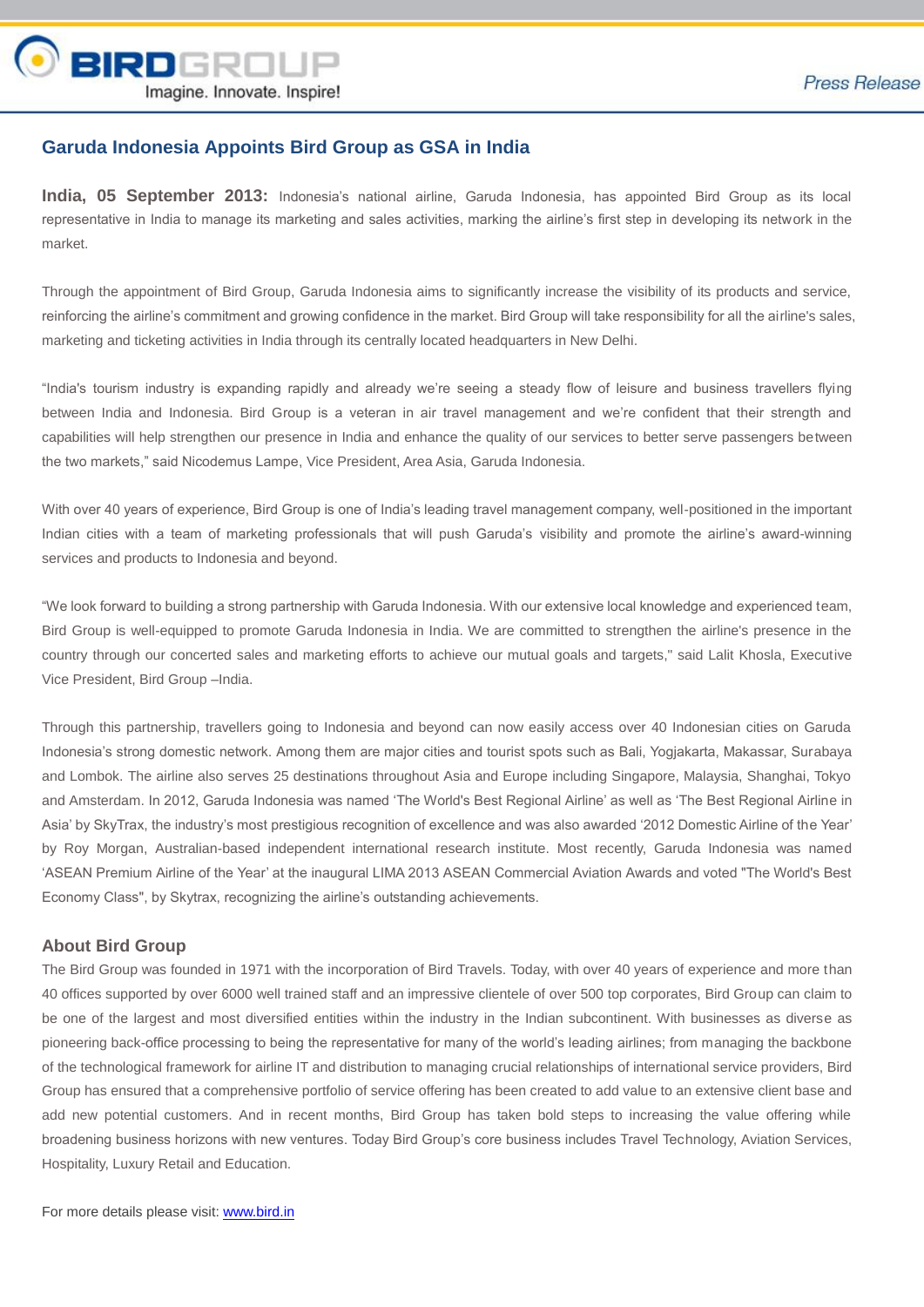BIRDGROUP

Imagine. Innovate. Inspire!

*Press Release*

## Garuda Indonesia Appoints Bird Group as GSA in India

**India, 05 September 2013:** Indonesia's national airline, Garuda Indonesia, has appointed Bird Group as its local representative in India to manage its marketing and sales activities, marking the airline's first step in developing its network in the market.

Through the appointment of Bird Group, Garuda Indonesia aims to significantly increase the visibility of its products and service, reinforcing the airline's commitment and growing confidence in the market. Bird Group will take responsibility for all the airline's sales, marketing and ticketing activities in India through its centrally located headquarters in New Delhi.

"India's tourism industry is expanding rapidly and already we're seeing a steady flow of leisure and business travellers flying between India and Indonesia. Bird Group is a veteran in air travel management and we're confident that their strength and capabilities will help strengthen our presence in India and enhance the quality of our services to better serve passengers between the two markets," said Nicodemus Lampe, Vice President, Area Asia, Garuda Indonesia.

With over 40 years of experience, Bird Group is one of India's leading travel management company, well-positioned in the important Indian cities with a team of marketing professionals that will push Garuda's visibility and promote the airline's award-winning services and products to Indonesia and beyond.

"We look forward to building a strong partnership with Garuda Indonesia. With our extensive local knowledge and experienced team, Bird Group is well-equipped to promote Garuda Indonesia in India. We are committed to strengthen the airline's presence in the country through our concerted sales and marketing efforts to achieve our mutual goals and targets," said Lalit Khosla, Executive Vice President, Bird Group –India.

Through this partnership, travellers going to Indonesia and beyond can now easily access over 40 Indonesian cities on Garuda Indonesia's strong domestic network. Among them are major cities and tourist spots such as Bali, Yogjakarta, Makassar, Surabaya and Lombok. The airline also serves 25 destinations throughout Asia and Europe including Singapore, Malaysia, Shanghai, Tokyo and Amsterdam. In 2012, Garuda Indonesia was named 'The World's Best Regional Airline' as well as 'The Best Regional Airline in Asia' by SkyTrax, the industry's most prestigious recognition of excellence and was also awarded '2012 Domestic Airline of the Year' by Roy Morgan, Australian-based independent international research institute. Most recently, Garuda Indonesia was named 'ASEAN Premium Airline of the Year' at the inaugural LIMA 2013 ASEAN Commercial Aviation Awards and voted "The World's Best Economy Class", by Skytrax, recognizing the airline's outstanding achievements.

### About Bird Group

The Bird Group was founded in 1971 with the incorporation of Bird Travels. Today, with over 40 years of experience and more than 40 offices supported by over 6000 well trained staff and an impressive clientele of over 500 top corporates, Bird Group can claim to be one of the largest and most diversified entities within the industry in the Indian subcontinent. With businesses as diverse as pioneering back-office processing to being the representative for many of the world's leading airlines; from managing the backbone of the technological framework for airline IT and distribution to managing crucial relationships of international service providers, Bird Group has ensured that a comprehensive portfolio of service offering has been created to add value to an extensive client base and add new potential customers. And in recent months, Bird Group has taken bold steps to increasing the value offering while broadening business horizons with new ventures. Today Bird Group's core business includes Travel Technology, Aviation Services, Hospitality, Luxury Retail and Education.

For more details please visit: [www.bird.in](http://www.bird.in)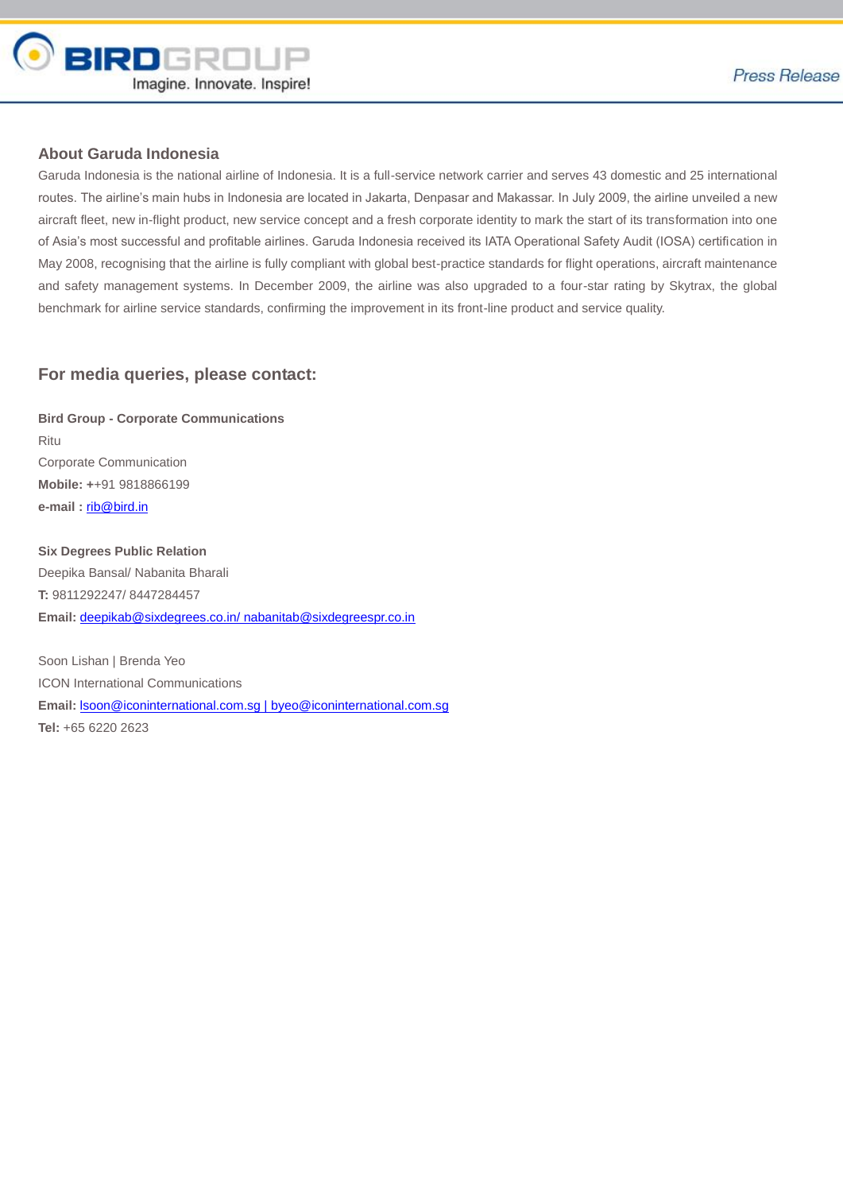## About Garuda Indonesia

Garuda Indonesia is the national airline of Indonesia. It is a full-service network carrier and serves 43 domestic and 25 international routes. The airline's main hubs in Indonesia are located in Jakarta, Denpasar and Makassar. In July 2009, the airline unveiled a new aircraft fleet, new in-flight product, new service concept and a fresh corporate identity to mark the start of its transformation into one of Asia's most successful and profitable airlines. Garuda Indonesia received its IATA Operational Safety Audit (IOSA) certification in May 2008, recognising that the airline is fully compliant with global best-practice standards for flight operations, aircraft maintenance and safety management systems. In December 2009, the airline was also upgraded to a four-star rating by Skytrax, the global benchmark for airline service standards, confirming the improvement in its front-line product and service quality.

## For media queries, please contact:

**Bird Group - Corporate Communications**
Ritu
Corporate Communication
**Mobile:** ++91 9818866199
**e-mail :** rib@bird.in

**Six Degrees Public Relation**
Deepika Bansal/ Nabanita Bharali
**T:** 9811292247/ 8447284457
**Email:** deepikab@sixdegrees.co.in/ nabanitab@sixdegreespr.co.in

Soon Lishan | Brenda Yeo
ICON International Communications
**Email:** lsoon@iconinternational.com.sg | byeo@iconinternational.com.sg
**Tel:** +65 6220 2623